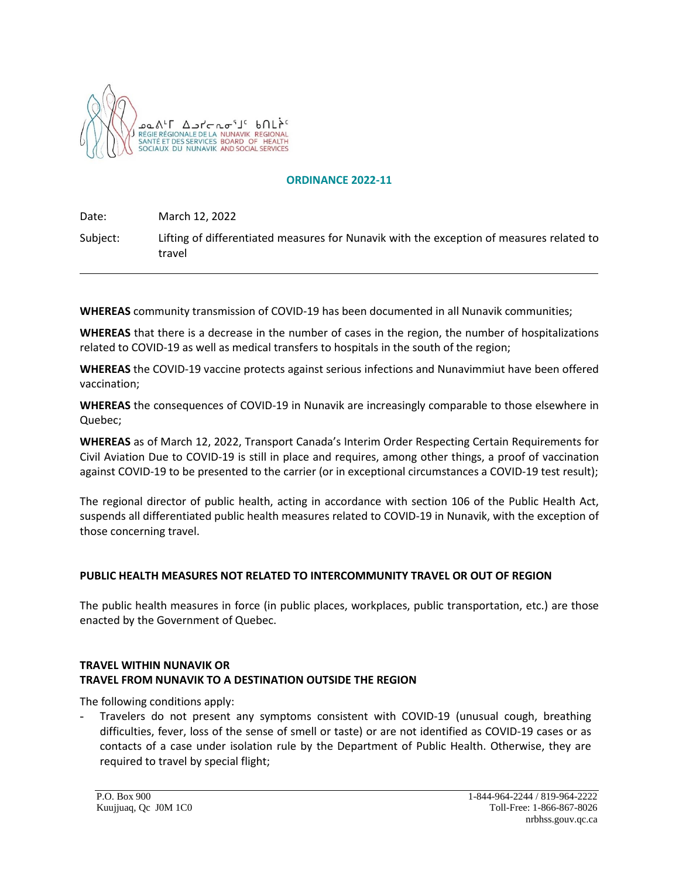ᓄᓇᕕᒻᒥ ᐃᓅᓯᓕᕆᓂᕐᒧᑦ ᑲᑎᒪᔨᖏᑦ
RÉGIE RÉGIONALE DE LA SANTÉ ET DES SERVICES SOCIAUX DU NUNAVIK
NUNAVIK REGIONAL BOARD OF HEALTH AND SOCIAL SERVICES

# ORDINANCE 2022-11

Date: March 12, 2022

Subject: Lifting of differentiated measures for Nunavik with the exception of measures related to travel

---

**WHEREAS** community transmission of COVID-19 has been documented in all Nunavik communities;

**WHEREAS** that there is a decrease in the number of cases in the region, the number of hospitalizations related to COVID-19 as well as medical transfers to hospitals in the south of the region;

**WHEREAS** the COVID-19 vaccine protects against serious infections and Nunavimmiut have been offered vaccination;

**WHEREAS** the consequences of COVID-19 in Nunavik are increasingly comparable to those elsewhere in Quebec;

**WHEREAS** as of March 12, 2022, Transport Canada's Interim Order Respecting Certain Requirements for Civil Aviation Due to COVID-19 is still in place and requires, among other things, a proof of vaccination against COVID-19 to be presented to the carrier (or in exceptional circumstances a COVID-19 test result);

The regional director of public health, acting in accordance with section 106 of the Public Health Act, suspends all differentiated public health measures related to COVID-19 in Nunavik, with the exception of those concerning travel.

## PUBLIC HEALTH MEASURES NOT RELATED TO INTERCOMMUNITY TRAVEL OR OUT OF REGION

The public health measures in force (in public places, workplaces, public transportation, etc.) are those enacted by the Government of Quebec.

## TRAVEL WITHIN NUNAVIK OR TRAVEL FROM NUNAVIK TO A DESTINATION OUTSIDE THE REGION

The following conditions apply:

- Travelers do not present any symptoms consistent with COVID-19 (unusual cough, breathing difficulties, fever, loss of the sense of smell or taste) or are not identified as COVID-19 cases or as contacts of a case under isolation rule by the Department of Public Health. Otherwise, they are required to travel by special flight;

P.O. Box 900
Kuujjuaq, Qc J0M 1C0

1-844-964-2244 / 819-964-2222
Toll-Free: 1-866-867-8026
nrbhss.gouv.qc.ca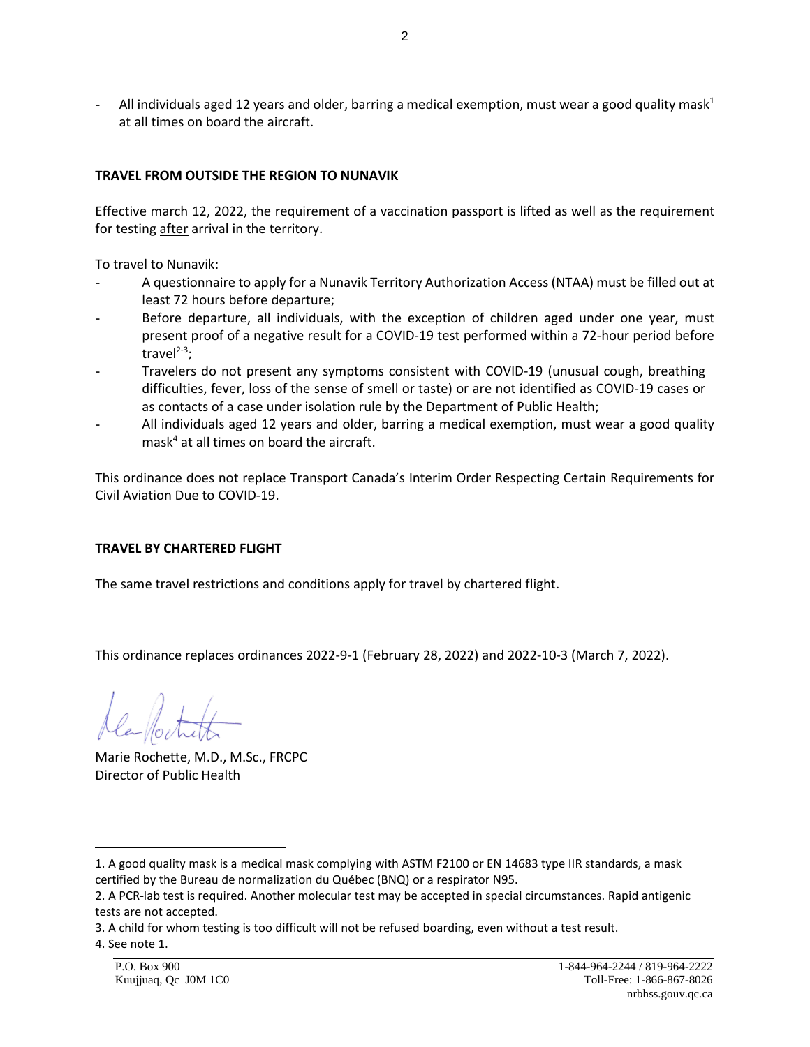- All individuals aged 12 years and older, barring a medical exemption, must wear a good quality mask[1] at all times on board the aircraft.

**TRAVEL FROM OUTSIDE THE REGION TO NUNAVIK**

Effective march 12, 2022, the requirement of a vaccination passport is lifted as well as the requirement for testing after arrival in the territory.

To travel to Nunavik:

- A questionnaire to apply for a Nunavik Territory Authorization Access (NTAA) must be filled out at least 72 hours before departure;
- Before departure, all individuals, with the exception of children aged under one year, must present proof of a negative result for a COVID-19 test performed within a 72-hour period before travel[2-3];
- Travelers do not present any symptoms consistent with COVID-19 (unusual cough, breathing difficulties, fever, loss of the sense of smell or taste) or are not identified as COVID-19 cases or as contacts of a case under isolation rule by the Department of Public Health;
- All individuals aged 12 years and older, barring a medical exemption, must wear a good quality mask[4] at all times on board the aircraft.

This ordinance does not replace Transport Canada's Interim Order Respecting Certain Requirements for Civil Aviation Due to COVID-19.

**TRAVEL BY CHARTERED FLIGHT**

The same travel restrictions and conditions apply for travel by chartered flight.

This ordinance replaces ordinances 2022-9-1 (February 28, 2022) and 2022-10-3 (March 7, 2022).

Marie Rochette, M.D., M.Sc., FRCPC
Director of Public Health

1. A good quality mask is a medical mask complying with ASTM F2100 or EN 14683 type IIR standards, a mask certified by the Bureau de normalization du Québec (BNQ) or a respirator N95.
2. A PCR-lab test is required. Another molecular test may be accepted in special circumstances. Rapid antigenic tests are not accepted.
3. A child for whom testing is too difficult will not be refused boarding, even without a test result.
4. See note 1.

P.O. Box 900
Kuujjuaq, Qc J0M 1C0

1-844-964-2244 / 819-964-2222
Toll-Free: 1-866-867-8026
nrbhss.gouv.qc.ca